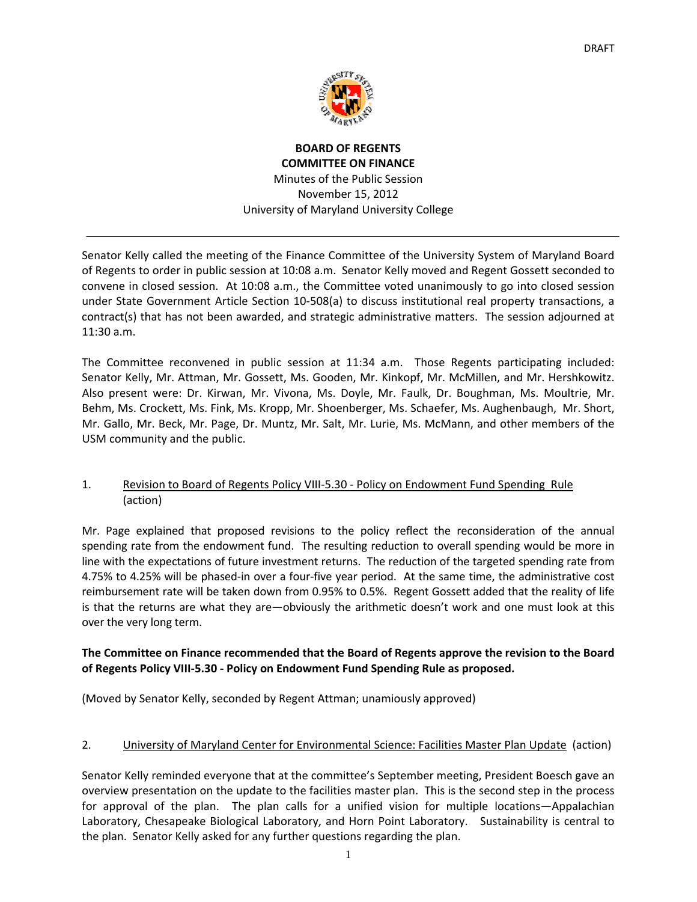DRAFT

**BOARD OF REGENTS**
**COMMITTEE ON FINANCE**
Minutes of the Public Session
November 15, 2012
University of Maryland University College

---

Senator Kelly called the meeting of the Finance Committee of the University System of Maryland Board of Regents to order in public session at 10:08 a.m. Senator Kelly moved and Regent Gossett seconded to convene in closed session. At 10:08 a.m., the Committee voted unanimously to go into closed session under State Government Article Section 10-508(a) to discuss institutional real property transactions, a contract(s) that has not been awarded, and strategic administrative matters. The session adjourned at 11:30 a.m.

The Committee reconvened in public session at 11:34 a.m. Those Regents participating included: Senator Kelly, Mr. Attman, Mr. Gossett, Ms. Gooden, Mr. Kinkopf, Mr. McMillen, and Mr. Hershkowitz. Also present were: Dr. Kirwan, Mr. Vivona, Ms. Doyle, Mr. Faulk, Dr. Boughman, Ms. Moultrie, Mr. Behm, Ms. Crockett, Ms. Fink, Ms. Kropp, Mr. Shoenberger, Ms. Schaefer, Ms. Aughenbaugh, Mr. Short, Mr. Gallo, Mr. Beck, Mr. Page, Dr. Muntz, Mr. Salt, Mr. Lurie, Ms. McMann, and other members of the USM community and the public.

1. <u>Revision to Board of Regents Policy VIII-5.30 - Policy on Endowment Fund Spending Rule</u> (action)

Mr. Page explained that proposed revisions to the policy reflect the reconsideration of the annual spending rate from the endowment fund. The resulting reduction to overall spending would be more in line with the expectations of future investment returns. The reduction of the targeted spending rate from 4.75% to 4.25% will be phased-in over a four-five year period. At the same time, the administrative cost reimbursement rate will be taken down from 0.95% to 0.5%. Regent Gossett added that the reality of life is that the returns are what they are—obviously the arithmetic doesn't work and one must look at this over the very long term.

**The Committee on Finance recommended that the Board of Regents approve the revision to the Board of Regents Policy VIII-5.30 - Policy on Endowment Fund Spending Rule as proposed.**

(Moved by Senator Kelly, seconded by Regent Attman; unamiously approved)

2. <u>University of Maryland Center for Environmental Science: Facilities Master Plan Update</u> (action)

Senator Kelly reminded everyone that at the committee's September meeting, President Boesch gave an overview presentation on the update to the facilities master plan. This is the second step in the process for approval of the plan. The plan calls for a unified vision for multiple locations—Appalachian Laboratory, Chesapeake Biological Laboratory, and Horn Point Laboratory. Sustainability is central to the plan. Senator Kelly asked for any further questions regarding the plan.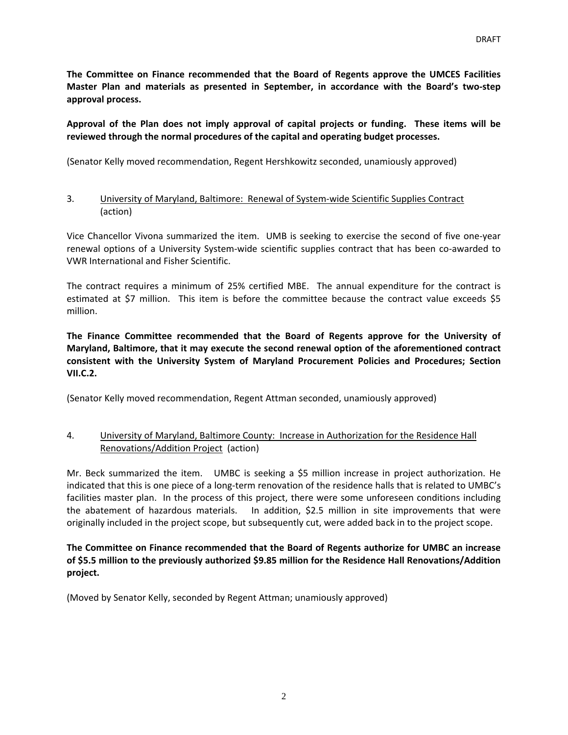**The Committee on Finance recommended that the Board of Regents approve the UMCES Facilities Master Plan and materials as presented in September, in accordance with the Board's two-step approval process.**

**Approval of the Plan does not imply approval of capital projects or funding. These items will be reviewed through the normal procedures of the capital and operating budget processes.**

(Senator Kelly moved recommendation, Regent Hershkowitz seconded, unamiously approved)

3. <u>University of Maryland, Baltimore: Renewal of System-wide Scientific Supplies Contract</u> (action)

Vice Chancellor Vivona summarized the item. UMB is seeking to exercise the second of five one-year renewal options of a University System-wide scientific supplies contract that has been co-awarded to VWR International and Fisher Scientific.

The contract requires a minimum of 25% certified MBE. The annual expenditure for the contract is estimated at $7 million. This item is before the committee because the contract value exceeds $5 million.

**The Finance Committee recommended that the Board of Regents approve for the University of Maryland, Baltimore, that it may execute the second renewal option of the aforementioned contract consistent with the University System of Maryland Procurement Policies and Procedures; Section VII.C.2.**

(Senator Kelly moved recommendation, Regent Attman seconded, unamiously approved)

4. <u>University of Maryland, Baltimore County: Increase in Authorization for the Residence Hall Renovations/Addition Project</u> (action)

Mr. Beck summarized the item. UMBC is seeking a $5 million increase in project authorization. He indicated that this is one piece of a long-term renovation of the residence halls that is related to UMBC's facilities master plan. In the process of this project, there were some unforeseen conditions including the abatement of hazardous materials. In addition, $2.5 million in site improvements that were originally included in the project scope, but subsequently cut, were added back in to the project scope.

**The Committee on Finance recommended that the Board of Regents authorize for UMBC an increase of $5.5 million to the previously authorized $9.85 million for the Residence Hall Renovations/Addition project.**

(Moved by Senator Kelly, seconded by Regent Attman; unamiously approved)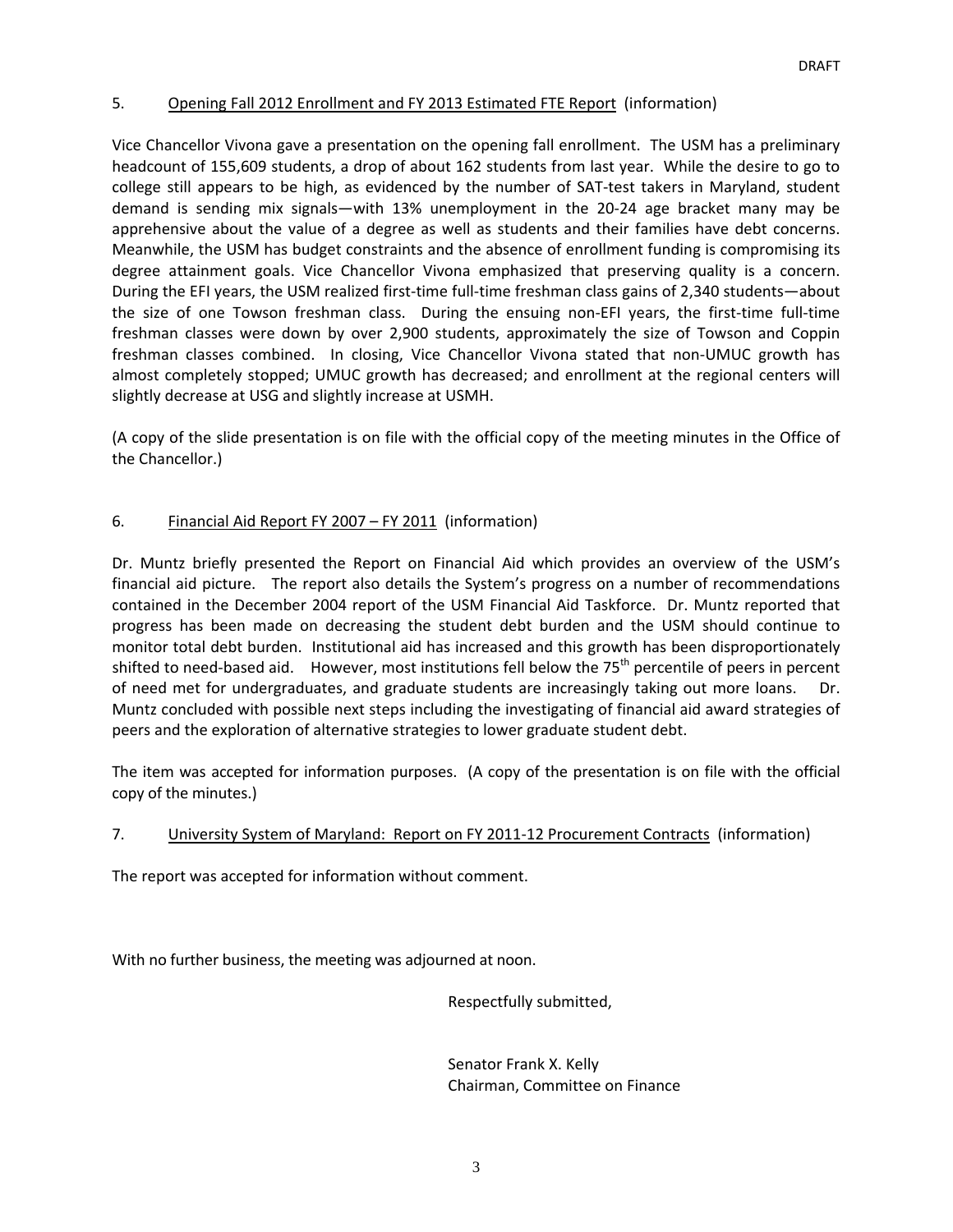5. Opening Fall 2012 Enrollment and FY 2013 Estimated FTE Report (information)

Vice Chancellor Vivona gave a presentation on the opening fall enrollment. The USM has a preliminary headcount of 155,609 students, a drop of about 162 students from last year. While the desire to go to college still appears to be high, as evidenced by the number of SAT-test takers in Maryland, student demand is sending mix signals—with 13% unemployment in the 20-24 age bracket many may be apprehensive about the value of a degree as well as students and their families have debt concerns. Meanwhile, the USM has budget constraints and the absence of enrollment funding is compromising its degree attainment goals. Vice Chancellor Vivona emphasized that preserving quality is a concern. During the EFI years, the USM realized first-time full-time freshman class gains of 2,340 students—about the size of one Towson freshman class. During the ensuing non-EFI years, the first-time full-time freshman classes were down by over 2,900 students, approximately the size of Towson and Coppin freshman classes combined. In closing, Vice Chancellor Vivona stated that non-UMUC growth has almost completely stopped; UMUC growth has decreased; and enrollment at the regional centers will slightly decrease at USG and slightly increase at USMH.

(A copy of the slide presentation is on file with the official copy of the meeting minutes in the Office of the Chancellor.)

6. Financial Aid Report FY 2007 – FY 2011 (information)

Dr. Muntz briefly presented the Report on Financial Aid which provides an overview of the USM's financial aid picture. The report also details the System's progress on a number of recommendations contained in the December 2004 report of the USM Financial Aid Taskforce. Dr. Muntz reported that progress has been made on decreasing the student debt burden and the USM should continue to monitor total debt burden. Institutional aid has increased and this growth has been disproportionately shifted to need-based aid. However, most institutions fell below the 75th percentile of peers in percent of need met for undergraduates, and graduate students are increasingly taking out more loans. Dr. Muntz concluded with possible next steps including the investigating of financial aid award strategies of peers and the exploration of alternative strategies to lower graduate student debt.

The item was accepted for information purposes. (A copy of the presentation is on file with the official copy of the minutes.)

7. University System of Maryland: Report on FY 2011-12 Procurement Contracts (information)

The report was accepted for information without comment.

With no further business, the meeting was adjourned at noon.

Respectfully submitted,

Senator Frank X. Kelly
Chairman, Committee on Finance